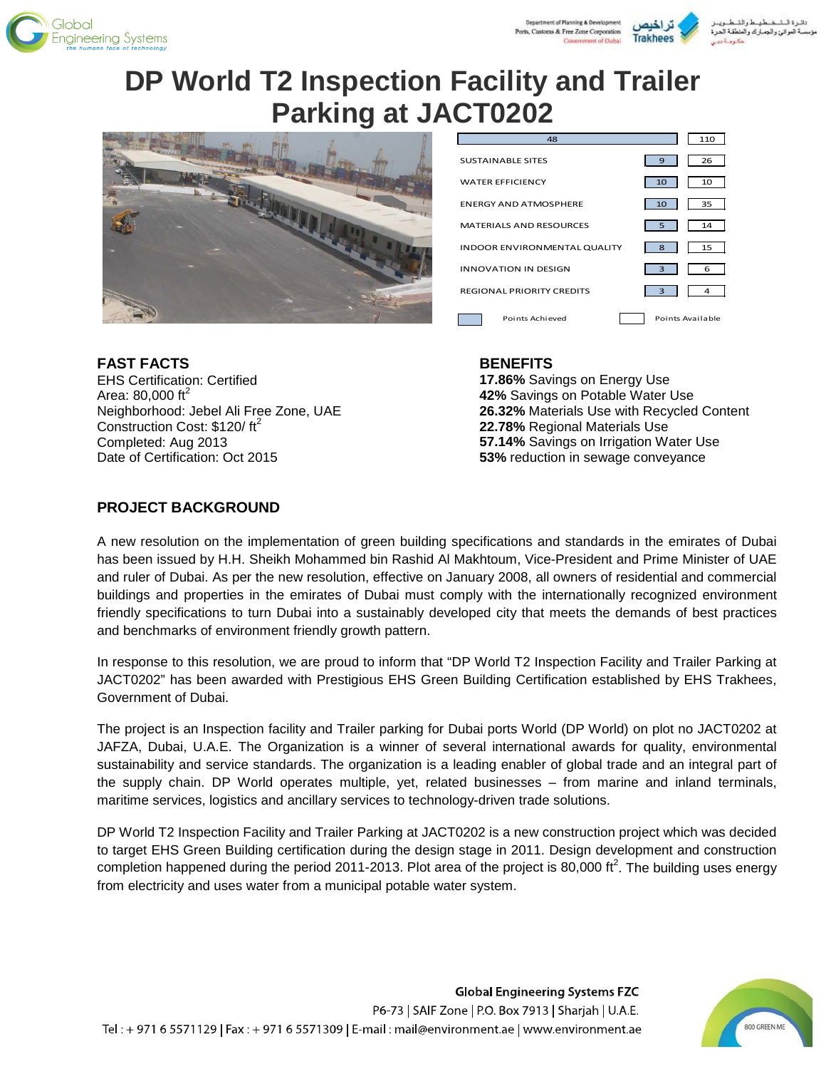# DP World T2 Inspection Facility and Trailer Parking at JACT0202

| Category | Points Achieved | Points Available |
|---|---|---|
| Total | 48 | 110 |
| SUSTAINABLE SITES | 9 | 26 |
| WATER EFFICIENCY | 10 | 10 |
| ENERGY AND ATMOSPHERE | 10 | 35 |
| MATERIALS AND RESOURCES | 5 | 14 |
| INDOOR ENVIRONMENTAL QUALITY | 8 | 15 |
| INNOVATION IN DESIGN | 3 | 6 |
| REGIONAL PRIORITY CREDITS | 3 | 4 |

## FAST FACTS

EHS Certification: Certified
Area: 80,000 ft$^2$
Neighborhood: Jebel Ali Free Zone, UAE
Construction Cost: $120/ ft$^2$
Completed: Aug 2013
Date of Certification: Oct 2015

## BENEFITS

**17.86%** Savings on Energy Use
**42%** Savings on Potable Water Use
**26.32%** Materials Use with Recycled Content
**22.78%** Regional Materials Use
**57.14%** Savings on Irrigation Water Use
**53%** reduction in sewage conveyance

## PROJECT BACKGROUND

A new resolution on the implementation of green building specifications and standards in the emirates of Dubai has been issued by H.H. Sheikh Mohammed bin Rashid Al Makhtoum, Vice-President and Prime Minister of UAE and ruler of Dubai. As per the new resolution, effective on January 2008, all owners of residential and commercial buildings and properties in the emirates of Dubai must comply with the internationally recognized environment friendly specifications to turn Dubai into a sustainably developed city that meets the demands of best practices and benchmarks of environment friendly growth pattern.

In response to this resolution, we are proud to inform that "DP World T2 Inspection Facility and Trailer Parking at JACT0202" has been awarded with Prestigious EHS Green Building Certification established by EHS Trakhees, Government of Dubai.

The project is an Inspection facility and Trailer parking for Dubai ports World (DP World) on plot no JACT0202 at JAFZA, Dubai, U.A.E. The Organization is a winner of several international awards for quality, environmental sustainability and service standards. The organization is a leading enabler of global trade and an integral part of the supply chain. DP World operates multiple, yet, related businesses – from marine and inland terminals, maritime services, logistics and ancillary services to technology-driven trade solutions.

DP World T2 Inspection Facility and Trailer Parking at JACT0202 is a new construction project which was decided to target EHS Green Building certification during the design stage in 2011. Design development and construction completion happened during the period 2011-2013. Plot area of the project is 80,000 ft$^2$. The building uses energy from electricity and uses water from a municipal potable water system.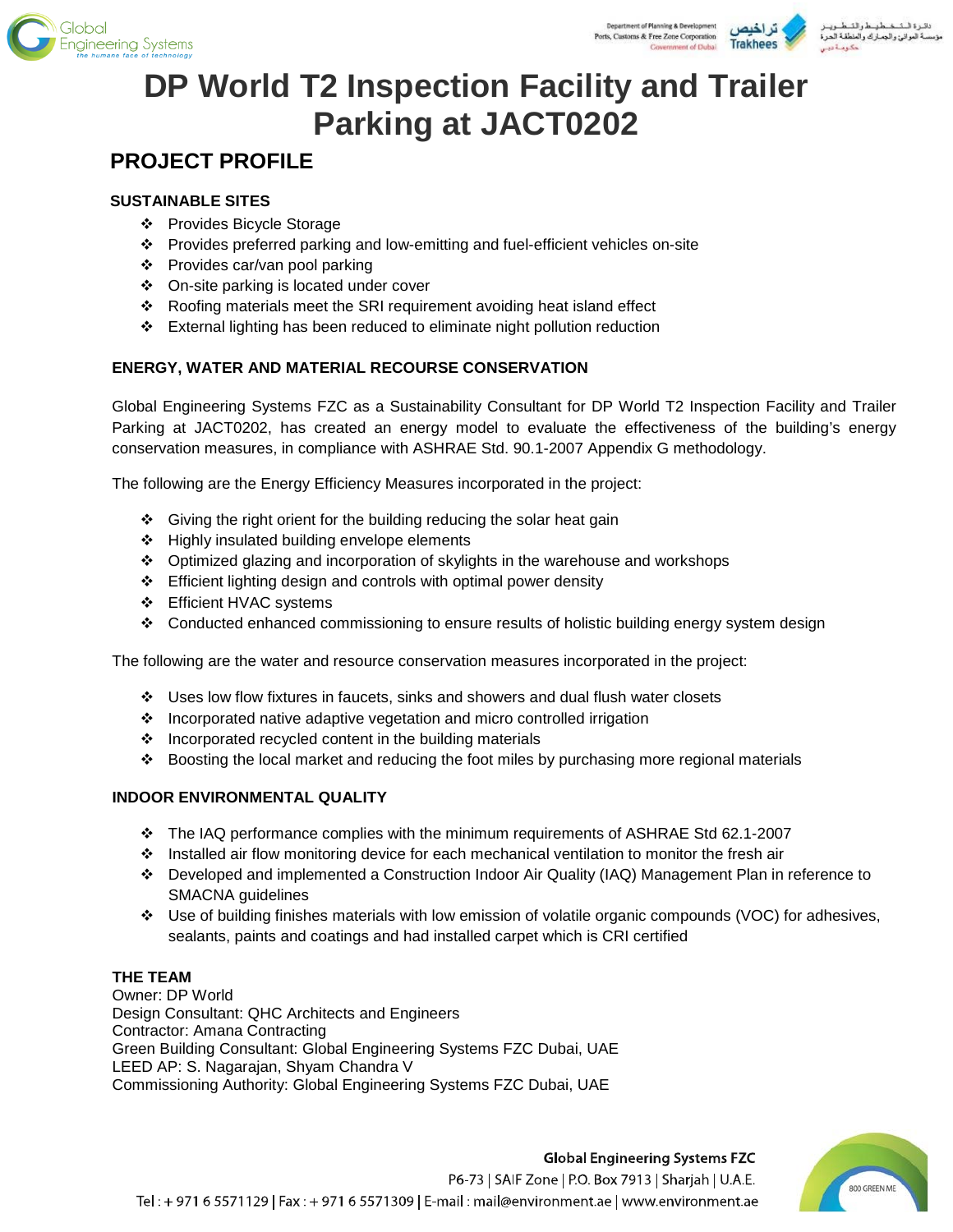# DP World T2 Inspection Facility and Trailer Parking at JACT0202

## PROJECT PROFILE

### SUSTAINABLE SITES

- Provides Bicycle Storage
- Provides preferred parking and low-emitting and fuel-efficient vehicles on-site
- Provides car/van pool parking
- On-site parking is located under cover
- Roofing materials meet the SRI requirement avoiding heat island effect
- External lighting has been reduced to eliminate night pollution reduction

### ENERGY, WATER AND MATERIAL RECOURSE CONSERVATION

Global Engineering Systems FZC as a Sustainability Consultant for DP World T2 Inspection Facility and Trailer Parking at JACT0202, has created an energy model to evaluate the effectiveness of the building's energy conservation measures, in compliance with ASHRAE Std. 90.1-2007 Appendix G methodology.

The following are the Energy Efficiency Measures incorporated in the project:

- Giving the right orient for the building reducing the solar heat gain
- Highly insulated building envelope elements
- Optimized glazing and incorporation of skylights in the warehouse and workshops
- Efficient lighting design and controls with optimal power density
- Efficient HVAC systems
- Conducted enhanced commissioning to ensure results of holistic building energy system design

The following are the water and resource conservation measures incorporated in the project:

- Uses low flow fixtures in faucets, sinks and showers and dual flush water closets
- Incorporated native adaptive vegetation and micro controlled irrigation
- Incorporated recycled content in the building materials
- Boosting the local market and reducing the foot miles by purchasing more regional materials

### INDOOR ENVIRONMENTAL QUALITY

- The IAQ performance complies with the minimum requirements of ASHRAE Std 62.1-2007
- Installed air flow monitoring device for each mechanical ventilation to monitor the fresh air
- Developed and implemented a Construction Indoor Air Quality (IAQ) Management Plan in reference to SMACNA guidelines
- Use of building finishes materials with low emission of volatile organic compounds (VOC) for adhesives, sealants, paints and coatings and had installed carpet which is CRI certified

### THE TEAM

Owner: DP World
Design Consultant: QHC Architects and Engineers
Contractor: Amana Contracting
Green Building Consultant: Global Engineering Systems FZC Dubai, UAE
LEED AP: S. Nagarajan, Shyam Chandra V
Commissioning Authority: Global Engineering Systems FZC Dubai, UAE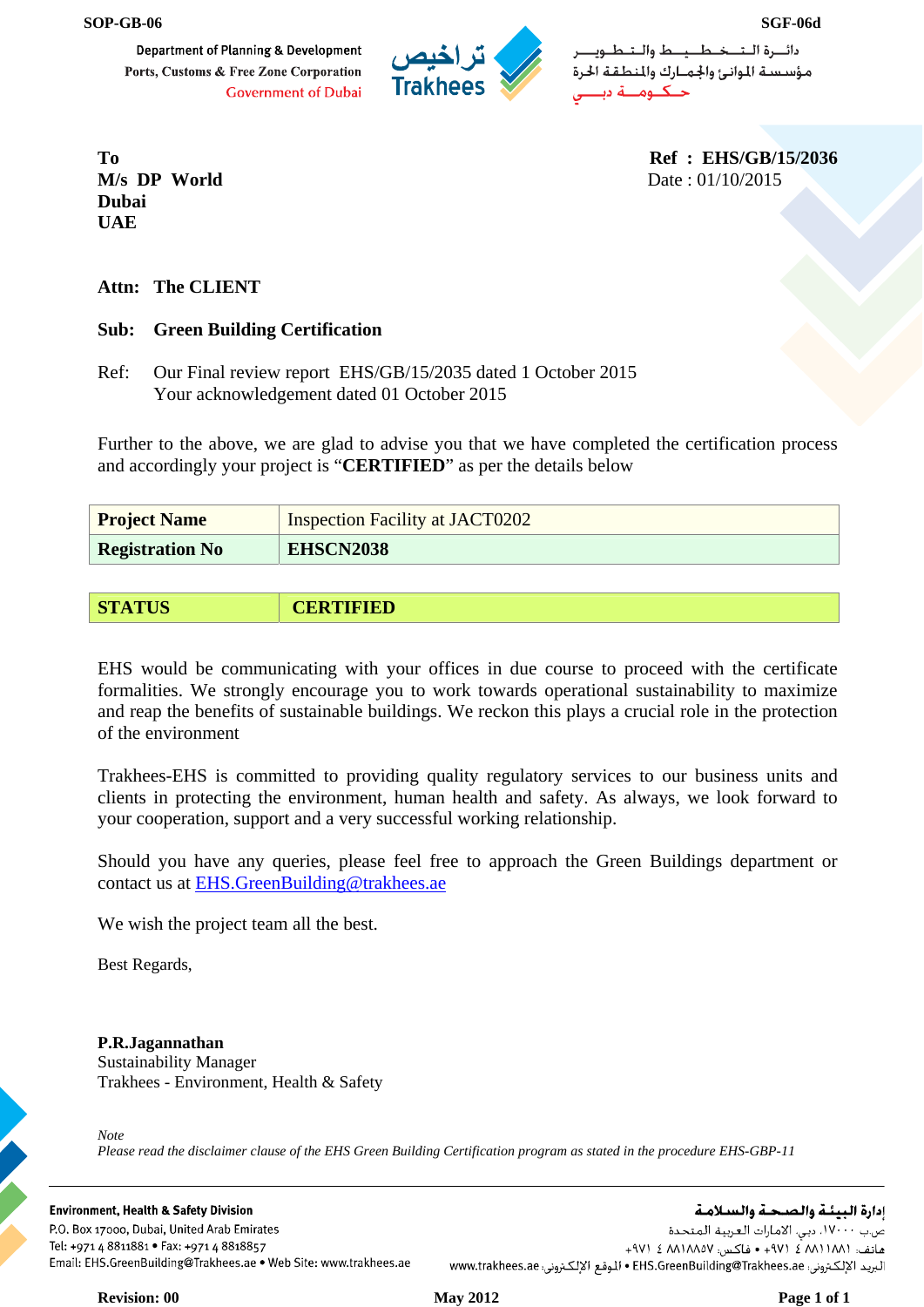SOP-GB-06 SGF-06d

Department of Planning & Development
Ports, Customs & Free Zone Corporation
Government of Dubai

تراخيص
Trakhees

دائـرة الـتـخـطـيـط والـتـطـويـر
مؤسسة الموانئ والجمارك والمنطقة الحرة
حـكـومـة دبـي

**To**
**M/s DP World**
**Dubai**
**UAE**

**Ref : EHS/GB/15/2036**
Date : 01/10/2015

**Attn: The CLIENT**

**Sub: Green Building Certification**

Ref: Our Final review report EHS/GB/15/2035 dated 1 October 2015
Your acknowledgement dated 01 October 2015

Further to the above, we are glad to advise you that we have completed the certification process and accordingly your project is "**CERTIFIED**" as per the details below

| | |
|---|---|
| **Project Name** | Inspection Facility at JACT0202 |
| **Registration No** | **EHSCN2038** |

| | |
|---|---|
| **STATUS** | **CERTIFIED** |

EHS would be communicating with your offices in due course to proceed with the certificate formalities. We strongly encourage you to work towards operational sustainability to maximize and reap the benefits of sustainable buildings. We reckon this plays a crucial role in the protection of the environment

Trakhees-EHS is committed to providing quality regulatory services to our business units and clients in protecting the environment, human health and safety. As always, we look forward to your cooperation, support and a very successful working relationship.

Should you have any queries, please feel free to approach the Green Buildings department or contact us at EHS.GreenBuilding@trakhees.ae

We wish the project team all the best.

Best Regards,

**P.R.Jagannathan**
Sustainability Manager
Trakhees - Environment, Health & Safety

*Note*
*Please read the disclaimer clause of the EHS Green Building Certification program as stated in the procedure EHS-GBP-11*

**Environment, Health & Safety Division**
P.O. Box 17000, Dubai, United Arab Emirates
Tel: +971 4 8811881 • Fax: +971 4 8818857
Email: EHS.GreenBuilding@Trakhees.ae • Web Site: www.trakhees.ae

**إدارة البيئة والصحة والسلامة**
ص.ب ١٧٠٠٠، دبي، الامارات العربية المتحدة
هاتف: ٨٨١١٨٨١ ٤ ٩٧١+ • فاكس: ٨٨١٨٨٥٧ ٤ ٩٧١+
البريد الإلكتروني: EHS.GreenBuilding@Trakhees.ae • الموقع الإلكتروني: www.trakhees.ae

**Revision: 00** **May 2012**